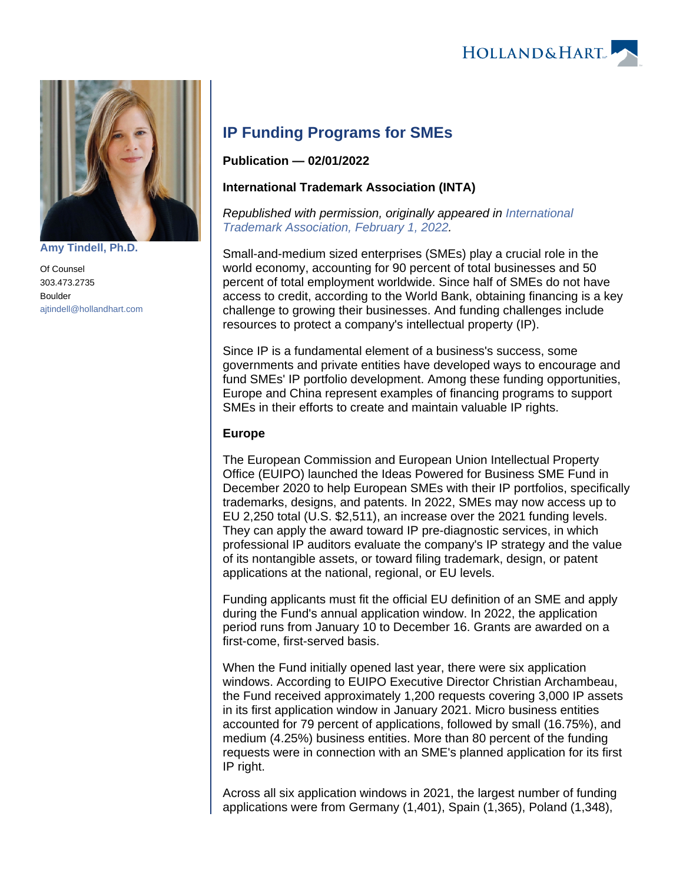Amy Tindell, Ph.D.

Of Counsel
303.473.2735
Boulder
ajtindell@hollandhart.com

# IP Funding Programs for SMEs

**Publication — 02/01/2022**

**International Trademark Association (INTA)**

*Republished with permission, originally appeared in International Trademark Association, February 1, 2022.*

Small-and-medium sized enterprises (SMEs) play a crucial role in the world economy, accounting for 90 percent of total businesses and 50 percent of total employment worldwide. Since half of SMEs do not have access to credit, according to the World Bank, obtaining financing is a key challenge to growing their businesses. And funding challenges include resources to protect a company's intellectual property (IP).

Since IP is a fundamental element of a business's success, some governments and private entities have developed ways to encourage and fund SMEs' IP portfolio development. Among these funding opportunities, Europe and China represent examples of financing programs to support SMEs in their efforts to create and maintain valuable IP rights.

**Europe**

The European Commission and European Union Intellectual Property Office (EUIPO) launched the Ideas Powered for Business SME Fund in December 2020 to help European SMEs with their IP portfolios, specifically trademarks, designs, and patents. In 2022, SMEs may now access up to EU 2,250 total (U.S. $2,511), an increase over the 2021 funding levels. They can apply the award toward IP pre-diagnostic services, in which professional IP auditors evaluate the company's IP strategy and the value of its nontangible assets, or toward filing trademark, design, or patent applications at the national, regional, or EU levels.

Funding applicants must fit the official EU definition of an SME and apply during the Fund's annual application window. In 2022, the application period runs from January 10 to December 16. Grants are awarded on a first-come, first-served basis.

When the Fund initially opened last year, there were six application windows. According to EUIPO Executive Director Christian Archambeau, the Fund received approximately 1,200 requests covering 3,000 IP assets in its first application window in January 2021. Micro business entities accounted for 79 percent of applications, followed by small (16.75%), and medium (4.25%) business entities. More than 80 percent of the funding requests were in connection with an SME's planned application for its first IP right.

Across all six application windows in 2021, the largest number of funding applications were from Germany (1,401), Spain (1,365), Poland (1,348),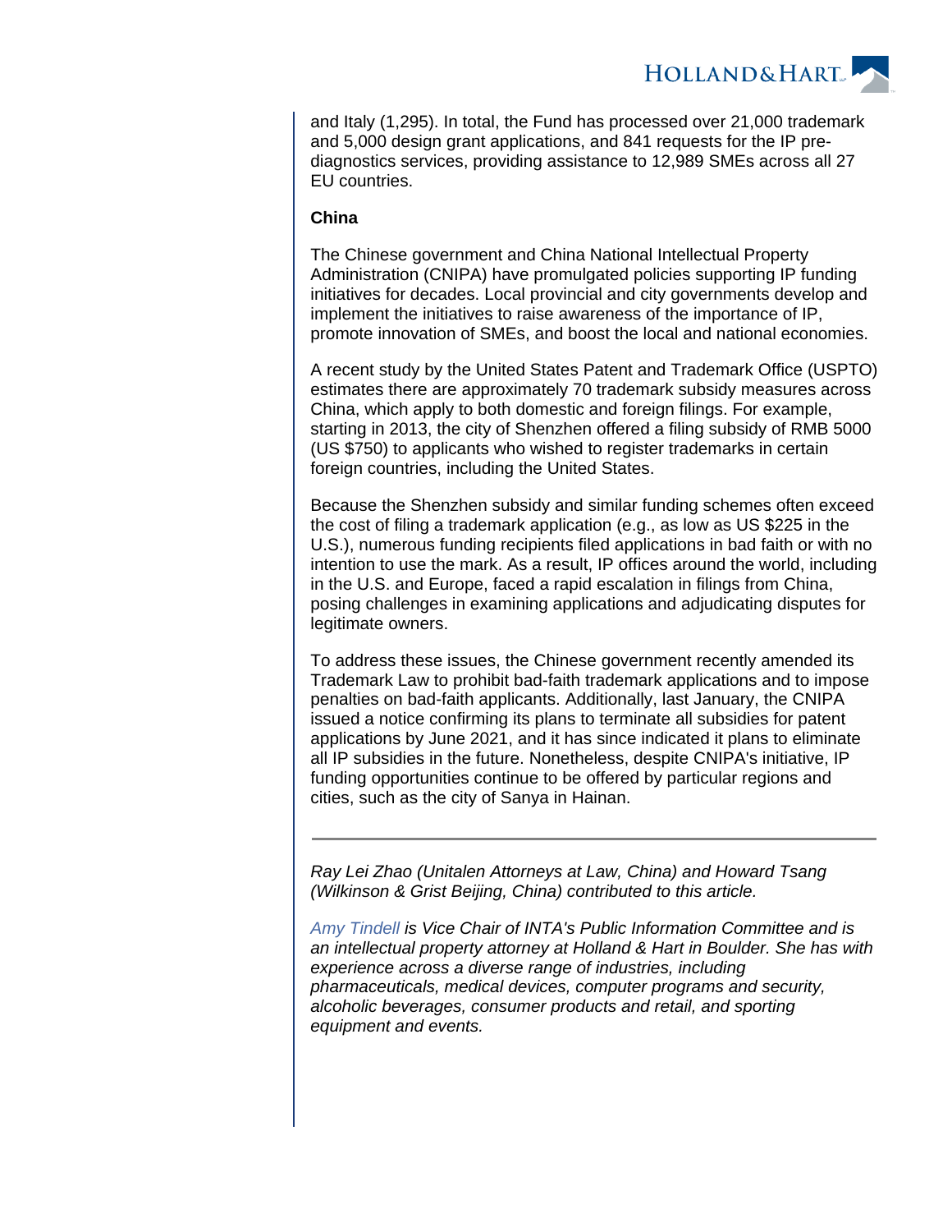and Italy (1,295). In total, the Fund has processed over 21,000 trademark and 5,000 design grant applications, and 841 requests for the IP pre-diagnostics services, providing assistance to 12,989 SMEs across all 27 EU countries.

**China**

The Chinese government and China National Intellectual Property Administration (CNIPA) have promulgated policies supporting IP funding initiatives for decades. Local provincial and city governments develop and implement the initiatives to raise awareness of the importance of IP, promote innovation of SMEs, and boost the local and national economies.

A recent study by the United States Patent and Trademark Office (USPTO) estimates there are approximately 70 trademark subsidy measures across China, which apply to both domestic and foreign filings. For example, starting in 2013, the city of Shenzhen offered a filing subsidy of RMB 5000 (US $750) to applicants who wished to register trademarks in certain foreign countries, including the United States.

Because the Shenzhen subsidy and similar funding schemes often exceed the cost of filing a trademark application (e.g., as low as US $225 in the U.S.), numerous funding recipients filed applications in bad faith or with no intention to use the mark. As a result, IP offices around the world, including in the U.S. and Europe, faced a rapid escalation in filings from China, posing challenges in examining applications and adjudicating disputes for legitimate owners.

To address these issues, the Chinese government recently amended its Trademark Law to prohibit bad-faith trademark applications and to impose penalties on bad-faith applicants. Additionally, last January, the CNIPA issued a notice confirming its plans to terminate all subsidies for patent applications by June 2021, and it has since indicated it plans to eliminate all IP subsidies in the future. Nonetheless, despite CNIPA's initiative, IP funding opportunities continue to be offered by particular regions and cities, such as the city of Sanya in Hainan.

---

*Ray Lei Zhao (Unitalen Attorneys at Law, China) and Howard Tsang (Wilkinson & Grist Beijing, China) contributed to this article.*

*Amy Tindell is Vice Chair of INTA's Public Information Committee and is an intellectual property attorney at Holland & Hart in Boulder. She has with experience across a diverse range of industries, including pharmaceuticals, medical devices, computer programs and security, alcoholic beverages, consumer products and retail, and sporting equipment and events.*